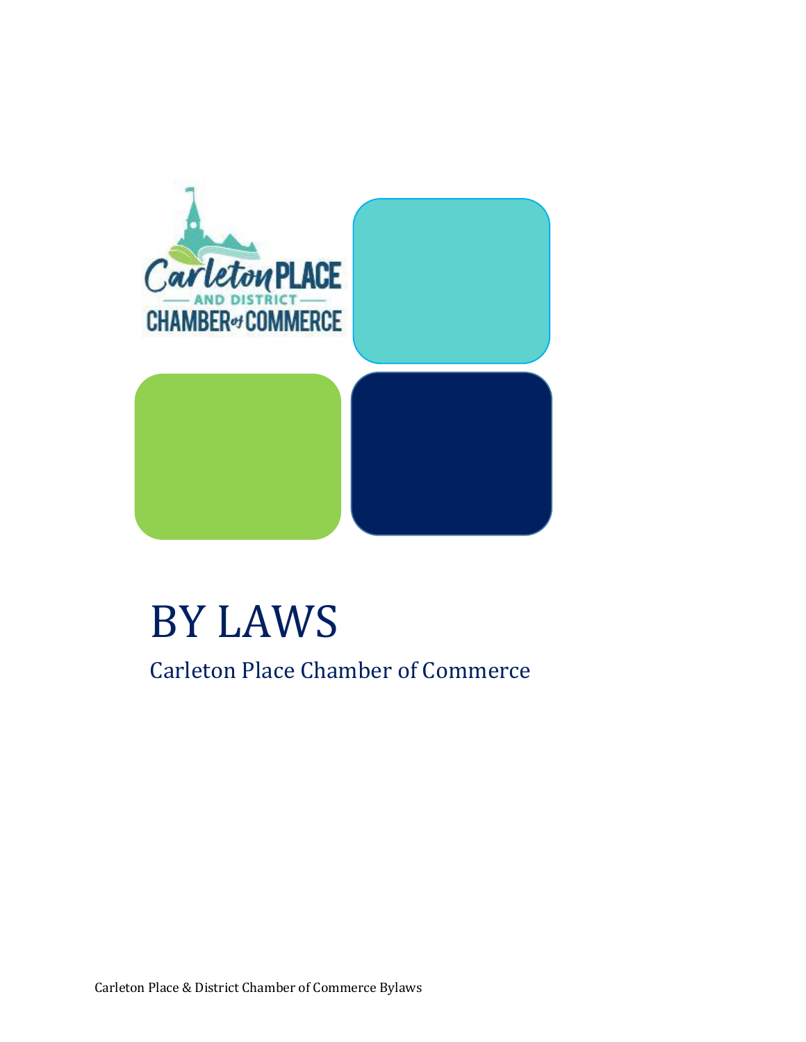# BY LAWS

Carleton Place Chamber of Commerce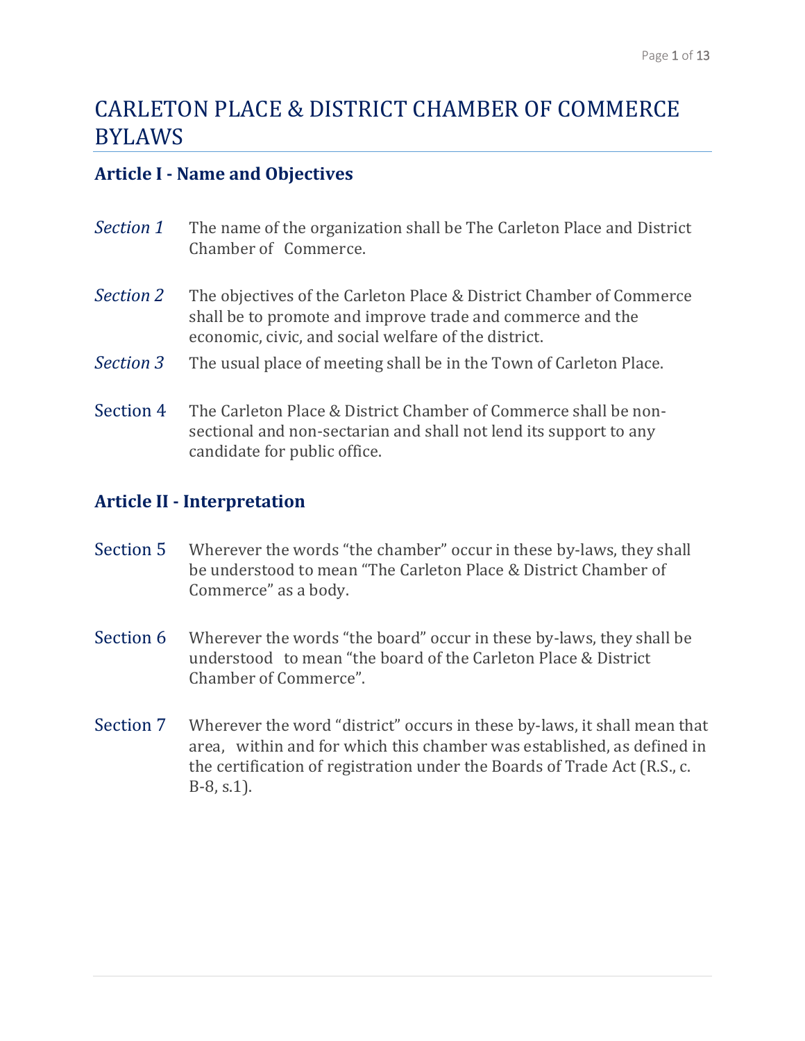# CARLETON PLACE & DISTRICT CHAMBER OF COMMERCE BYLAWS

## Article I - Name and Objectives

*Section 1* The name of the organization shall be The Carleton Place and District Chamber of Commerce.

*Section 2* The objectives of the Carleton Place & District Chamber of Commerce shall be to promote and improve trade and commerce and the economic, civic, and social welfare of the district.

*Section 3* The usual place of meeting shall be in the Town of Carleton Place.

Section 4 The Carleton Place & District Chamber of Commerce shall be non-sectional and non-sectarian and shall not lend its support to any candidate for public office.

## Article II - Interpretation

Section 5 Wherever the words "the chamber" occur in these by-laws, they shall be understood to mean "The Carleton Place & District Chamber of Commerce" as a body.

Section 6 Wherever the words "the board" occur in these by-laws, they shall be understood to mean "the board of the Carleton Place & District Chamber of Commerce".

Section 7 Wherever the word "district" occurs in these by-laws, it shall mean that area, within and for which this chamber was established, as defined in the certification of registration under the Boards of Trade Act (R.S., c. B-8, s.1).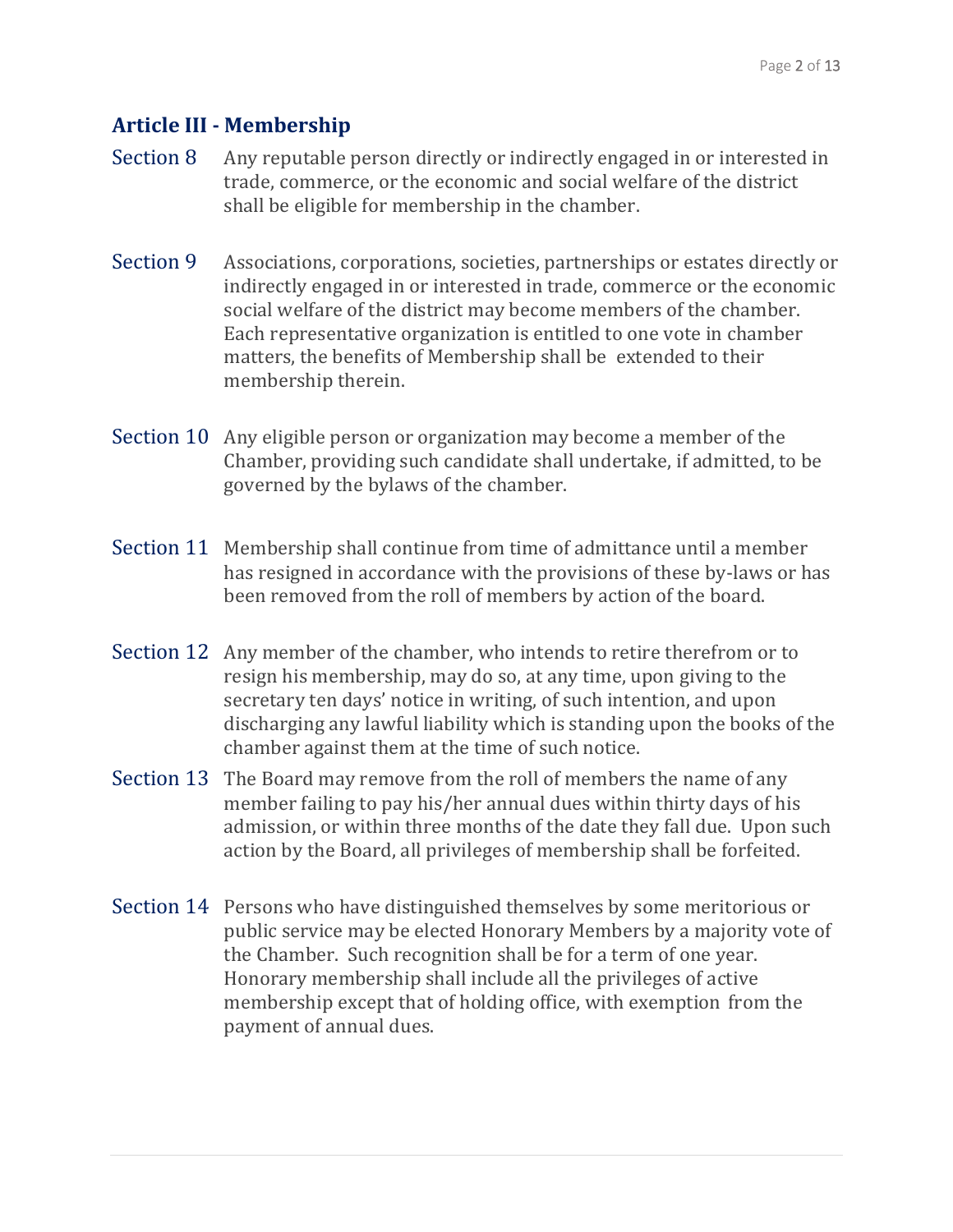## Article III - Membership

**Section 8** Any reputable person directly or indirectly engaged in or interested in trade, commerce, or the economic and social welfare of the district shall be eligible for membership in the chamber.

**Section 9** Associations, corporations, societies, partnerships or estates directly or indirectly engaged in or interested in trade, commerce or the economic social welfare of the district may become members of the chamber. Each representative organization is entitled to one vote in chamber matters, the benefits of Membership shall be extended to their membership therein.

**Section 10** Any eligible person or organization may become a member of the Chamber, providing such candidate shall undertake, if admitted, to be governed by the bylaws of the chamber.

**Section 11** Membership shall continue from time of admittance until a member has resigned in accordance with the provisions of these by-laws or has been removed from the roll of members by action of the board.

**Section 12** Any member of the chamber, who intends to retire therefrom or to resign his membership, may do so, at any time, upon giving to the secretary ten days' notice in writing, of such intention, and upon discharging any lawful liability which is standing upon the books of the chamber against them at the time of such notice.

**Section 13** The Board may remove from the roll of members the name of any member failing to pay his/her annual dues within thirty days of his admission, or within three months of the date they fall due. Upon such action by the Board, all privileges of membership shall be forfeited.

**Section 14** Persons who have distinguished themselves by some meritorious or public service may be elected Honorary Members by a majority vote of the Chamber. Such recognition shall be for a term of one year. Honorary membership shall include all the privileges of active membership except that of holding office, with exemption from the payment of annual dues.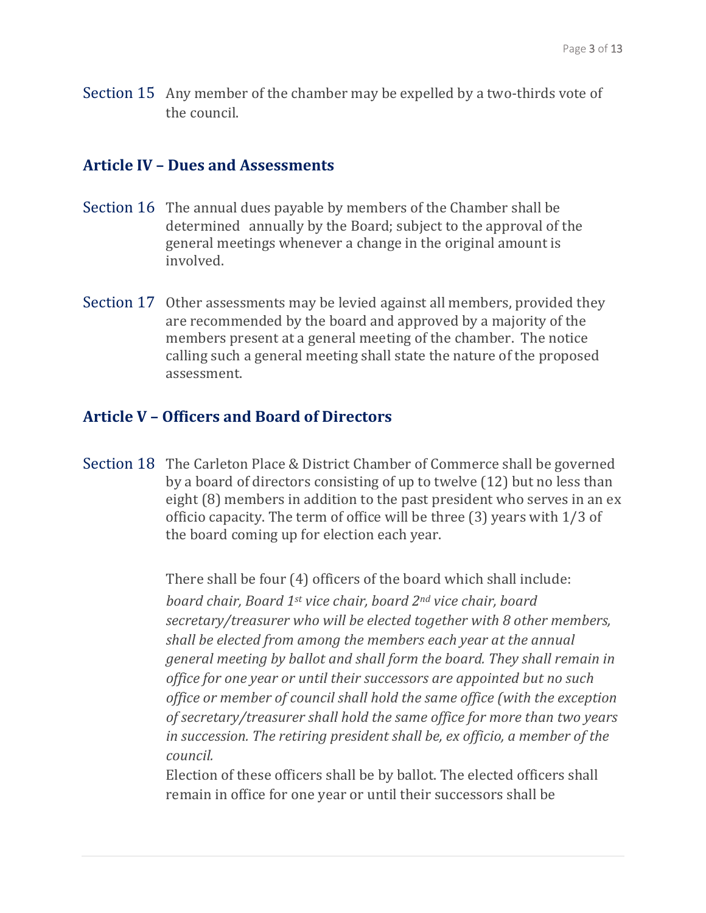Section 15 Any member of the chamber may be expelled by a two-thirds vote of the council.

## Article IV – Dues and Assessments

Section 16 The annual dues payable by members of the Chamber shall be determined annually by the Board; subject to the approval of the general meetings whenever a change in the original amount is involved.

Section 17 Other assessments may be levied against all members, provided they are recommended by the board and approved by a majority of the members present at a general meeting of the chamber. The notice calling such a general meeting shall state the nature of the proposed assessment.

## Article V – Officers and Board of Directors

Section 18 The Carleton Place & District Chamber of Commerce shall be governed by a board of directors consisting of up to twelve (12) but no less than eight (8) members in addition to the past president who serves in an ex officio capacity. The term of office will be three (3) years with 1/3 of the board coming up for election each year.

There shall be four (4) officers of the board which shall include: *board chair, Board 1st vice chair, board 2nd vice chair, board secretary/treasurer who will be elected together with 8 other members, shall be elected from among the members each year at the annual general meeting by ballot and shall form the board. They shall remain in office for one year or until their successors are appointed but no such office or member of council shall hold the same office (with the exception of secretary/treasurer shall hold the same office for more than two years in succession. The retiring president shall be, ex officio, a member of the council.*

Election of these officers shall be by ballot. The elected officers shall remain in office for one year or until their successors shall be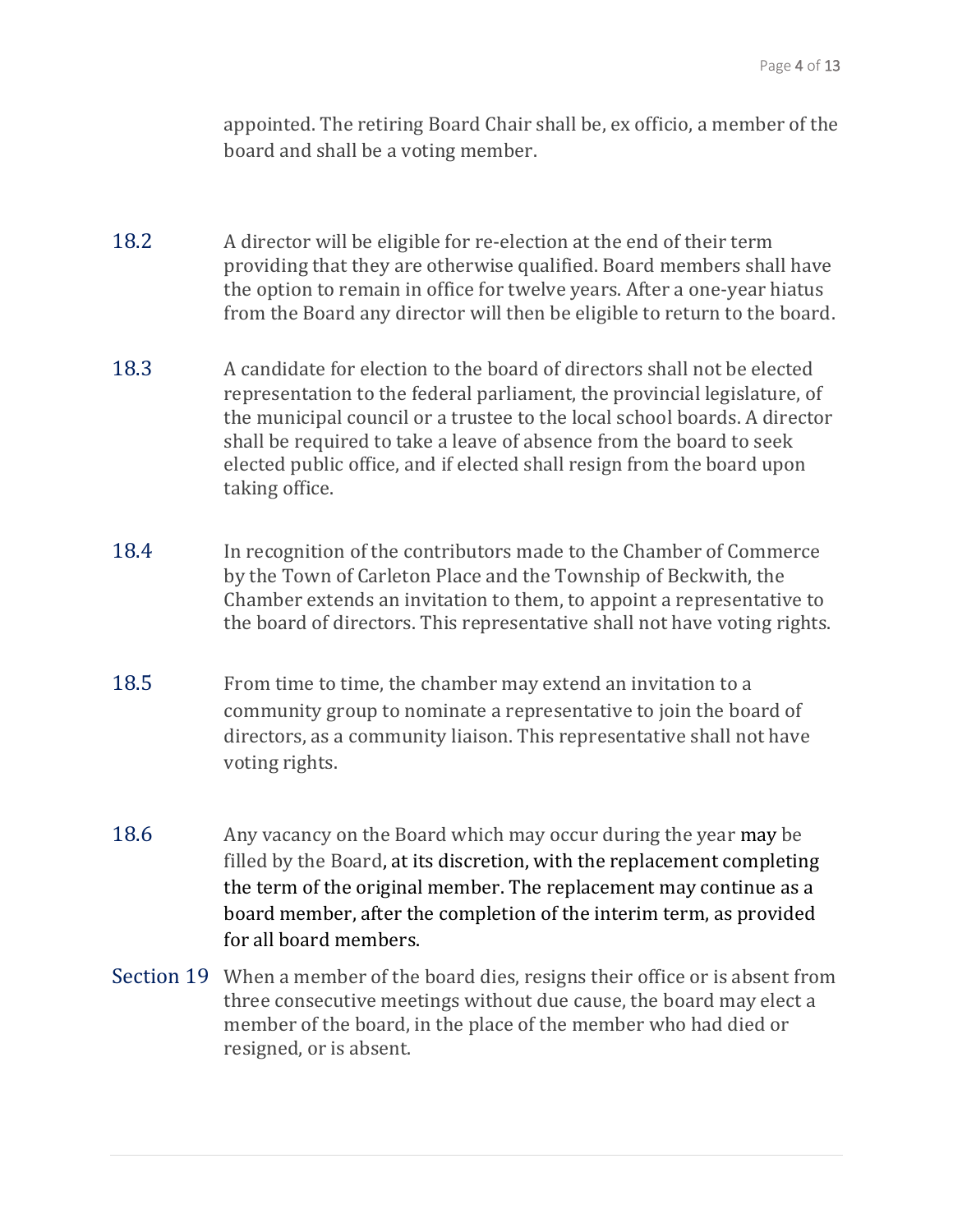appointed. The retiring Board Chair shall be, ex officio, a member of the board and shall be a voting member.

18.2 A director will be eligible for re-election at the end of their term providing that they are otherwise qualified. Board members shall have the option to remain in office for twelve years. After a one-year hiatus from the Board any director will then be eligible to return to the board.

18.3 A candidate for election to the board of directors shall not be elected representation to the federal parliament, the provincial legislature, of the municipal council or a trustee to the local school boards. A director shall be required to take a leave of absence from the board to seek elected public office, and if elected shall resign from the board upon taking office.

18.4 In recognition of the contributors made to the Chamber of Commerce by the Town of Carleton Place and the Township of Beckwith, the Chamber extends an invitation to them, to appoint a representative to the board of directors. This representative shall not have voting rights.

18.5 From time to time, the chamber may extend an invitation to a community group to nominate a representative to join the board of directors, as a community liaison. This representative shall not have voting rights.

18.6 Any vacancy on the Board which may occur during the year may be filled by the Board, at its discretion, with the replacement completing the term of the original member. The replacement may continue as a board member, after the completion of the interim term, as provided for all board members.

Section 19 When a member of the board dies, resigns their office or is absent from three consecutive meetings without due cause, the board may elect a member of the board, in the place of the member who had died or resigned, or is absent.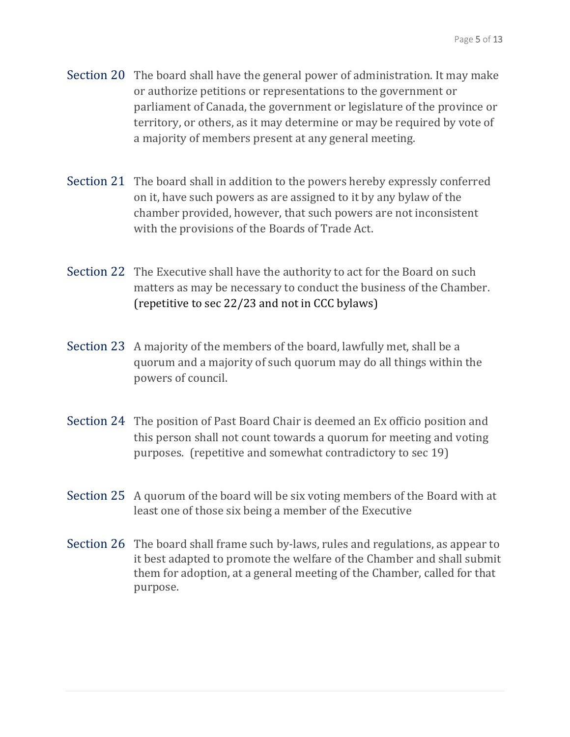**Section 20** The board shall have the general power of administration. It may make or authorize petitions or representations to the government or parliament of Canada, the government or legislature of the province or territory, or others, as it may determine or may be required by vote of a majority of members present at any general meeting.

**Section 21** The board shall in addition to the powers hereby expressly conferred on it, have such powers as are assigned to it by any bylaw of the chamber provided, however, that such powers are not inconsistent with the provisions of the Boards of Trade Act.

**Section 22** The Executive shall have the authority to act for the Board on such matters as may be necessary to conduct the business of the Chamber. (repetitive to sec 22/23 and not in CCC bylaws)

**Section 23** A majority of the members of the board, lawfully met, shall be a quorum and a majority of such quorum may do all things within the powers of council.

**Section 24** The position of Past Board Chair is deemed an Ex officio position and this person shall not count towards a quorum for meeting and voting purposes. (repetitive and somewhat contradictory to sec 19)

**Section 25** A quorum of the board will be six voting members of the Board with at least one of those six being a member of the Executive

**Section 26** The board shall frame such by-laws, rules and regulations, as appear to it best adapted to promote the welfare of the Chamber and shall submit them for adoption, at a general meeting of the Chamber, called for that purpose.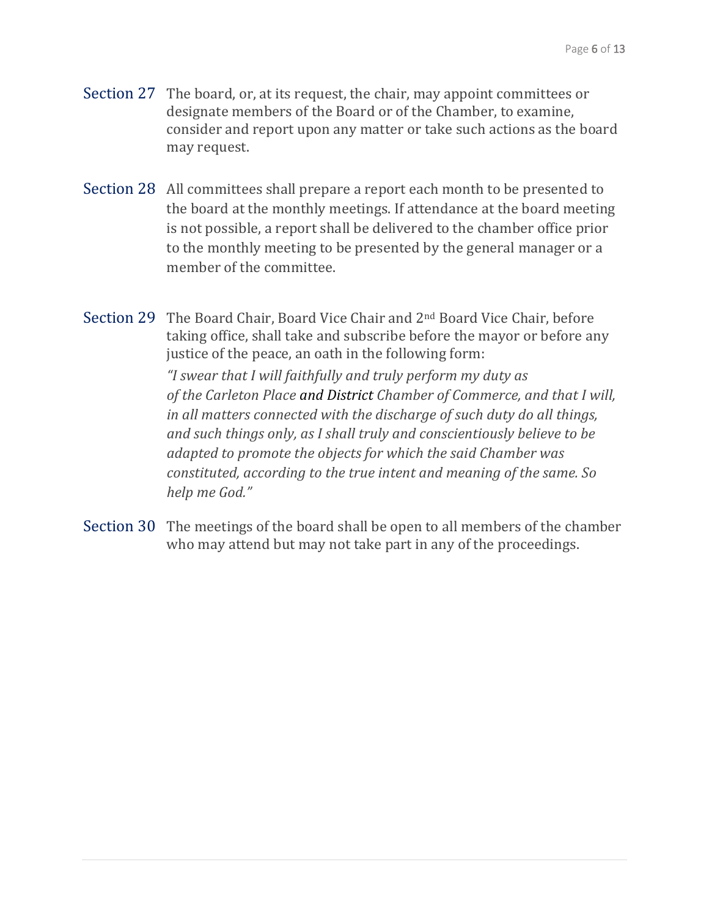**Section 27** The board, or, at its request, the chair, may appoint committees or designate members of the Board or of the Chamber, to examine, consider and report upon any matter or take such actions as the board may request.

**Section 28** All committees shall prepare a report each month to be presented to the board at the monthly meetings. If attendance at the board meeting is not possible, a report shall be delivered to the chamber office prior to the monthly meeting to be presented by the general manager or a member of the committee.

**Section 29** The Board Chair, Board Vice Chair and 2nd Board Vice Chair, before taking office, shall take and subscribe before the mayor or before any justice of the peace, an oath in the following form:

*"I swear that I will faithfully and truly perform my duty as of the Carleton Place and District Chamber of Commerce, and that I will, in all matters connected with the discharge of such duty do all things, and such things only, as I shall truly and conscientiously believe to be adapted to promote the objects for which the said Chamber was constituted, according to the true intent and meaning of the same. So help me God."*

**Section 30** The meetings of the board shall be open to all members of the chamber who may attend but may not take part in any of the proceedings.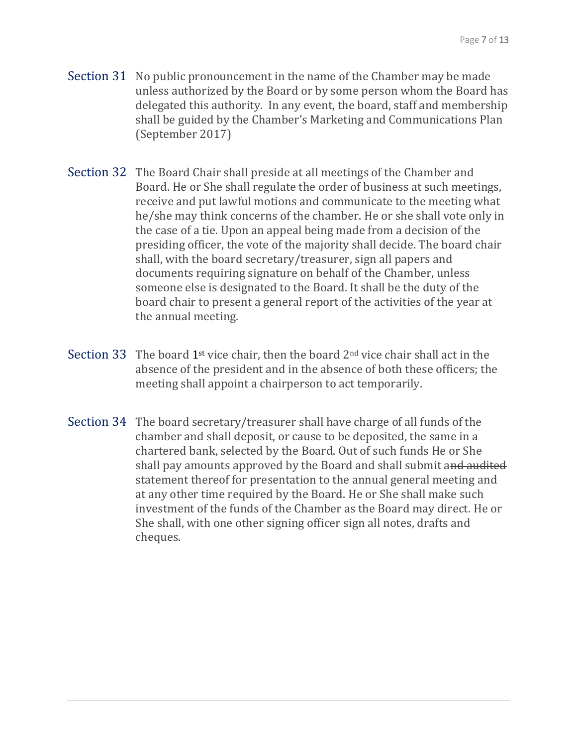**Section 31** No public pronouncement in the name of the Chamber may be made unless authorized by the Board or by some person whom the Board has delegated this authority. In any event, the board, staff and membership shall be guided by the Chamber's Marketing and Communications Plan (September 2017)

**Section 32** The Board Chair shall preside at all meetings of the Chamber and Board. He or She shall regulate the order of business at such meetings, receive and put lawful motions and communicate to the meeting what he/she may think concerns of the chamber. He or she shall vote only in the case of a tie. Upon an appeal being made from a decision of the presiding officer, the vote of the majority shall decide. The board chair shall, with the board secretary/treasurer, sign all papers and documents requiring signature on behalf of the Chamber, unless someone else is designated to the Board. It shall be the duty of the board chair to present a general report of the activities of the year at the annual meeting.

**Section 33** The board 1st vice chair, then the board 2nd vice chair shall act in the absence of the president and in the absence of both these officers; the meeting shall appoint a chairperson to act temporarily.

**Section 34** The board secretary/treasurer shall have charge of all funds of the chamber and shall deposit, or cause to be deposited, the same in a chartered bank, selected by the Board. Out of such funds He or She shall pay amounts approved by the Board and shall submit a~~nd audited~~ statement thereof for presentation to the annual general meeting and at any other time required by the Board. He or She shall make such investment of the funds of the Chamber as the Board may direct. He or She shall, with one other signing officer sign all notes, drafts and cheques.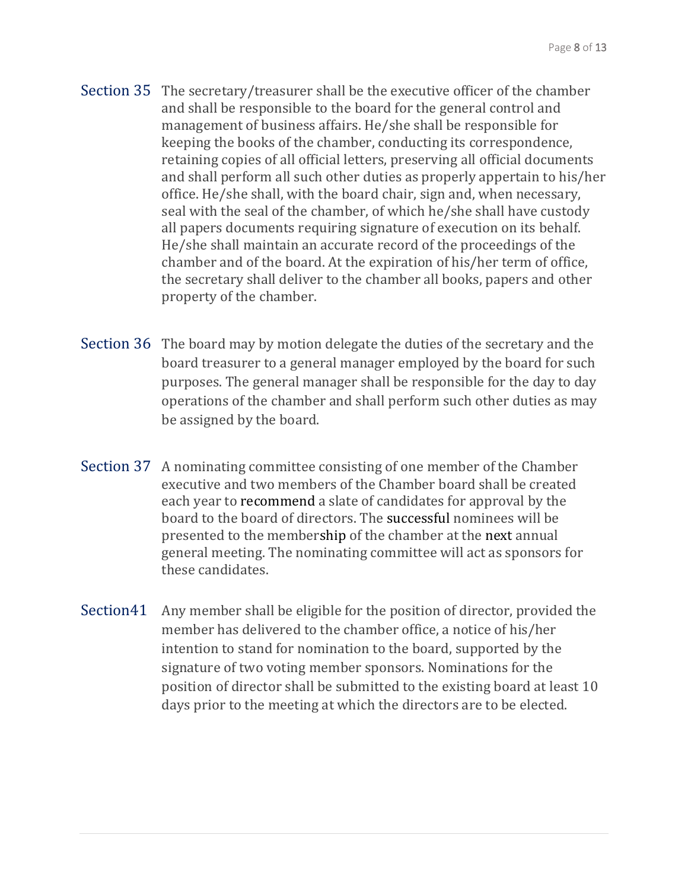**Section 35** The secretary/treasurer shall be the executive officer of the chamber and shall be responsible to the board for the general control and management of business affairs. He/she shall be responsible for keeping the books of the chamber, conducting its correspondence, retaining copies of all official letters, preserving all official documents and shall perform all such other duties as properly appertain to his/her office. He/she shall, with the board chair, sign and, when necessary, seal with the seal of the chamber, of which he/she shall have custody all papers documents requiring signature of execution on its behalf. He/she shall maintain an accurate record of the proceedings of the chamber and of the board. At the expiration of his/her term of office, the secretary shall deliver to the chamber all books, papers and other property of the chamber.

**Section 36** The board may by motion delegate the duties of the secretary and the board treasurer to a general manager employed by the board for such purposes. The general manager shall be responsible for the day to day operations of the chamber and shall perform such other duties as may be assigned by the board.

**Section 37** A nominating committee consisting of one member of the Chamber executive and two members of the Chamber board shall be created each year to recommend a slate of candidates for approval by the board to the board of directors. The successful nominees will be presented to the membership of the chamber at the next annual general meeting. The nominating committee will act as sponsors for these candidates.

**Section41** Any member shall be eligible for the position of director, provided the member has delivered to the chamber office, a notice of his/her intention to stand for nomination to the board, supported by the signature of two voting member sponsors. Nominations for the position of director shall be submitted to the existing board at least 10 days prior to the meeting at which the directors are to be elected.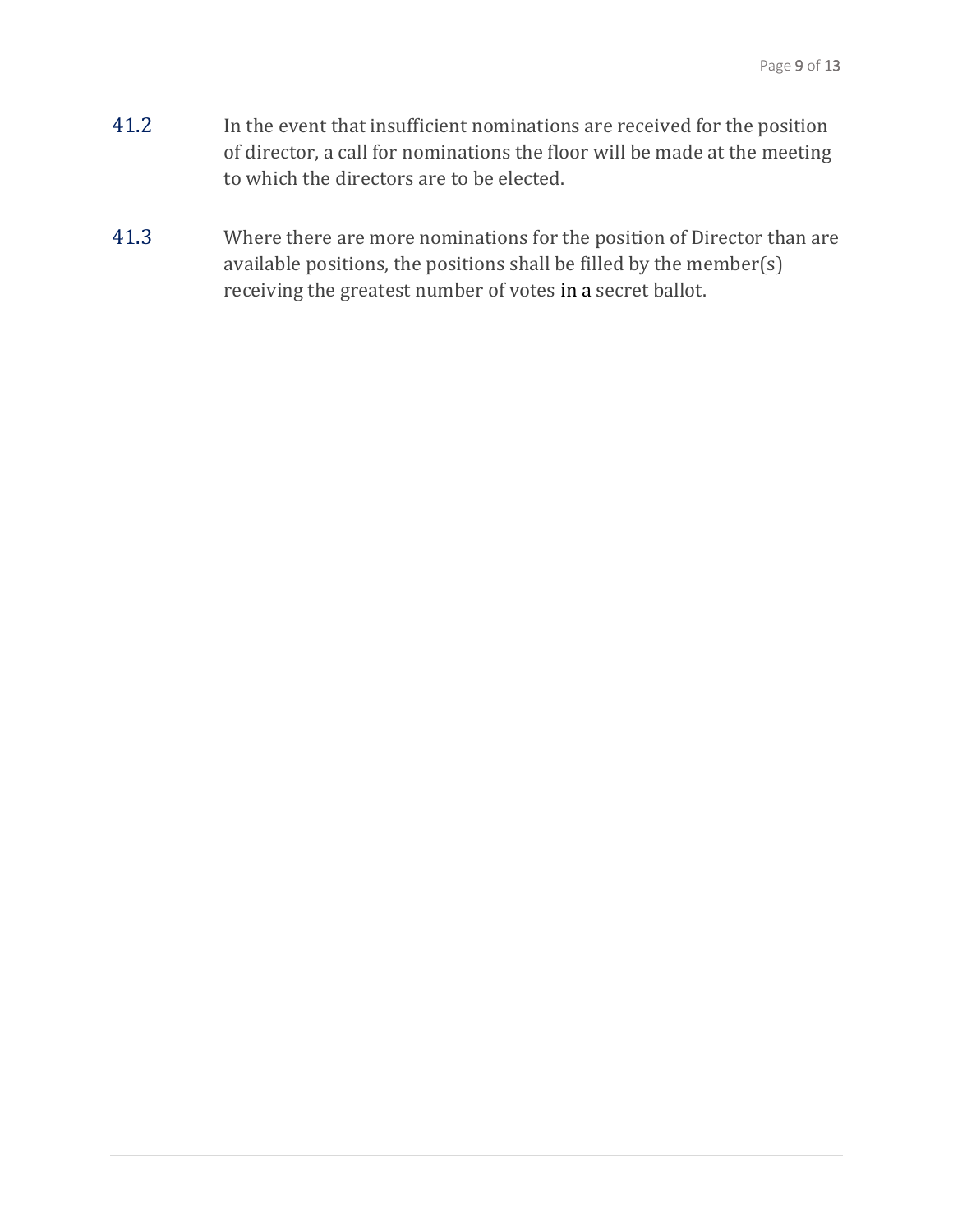41.2 In the event that insufficient nominations are received for the position of director, a call for nominations the floor will be made at the meeting to which the directors are to be elected.

41.3 Where there are more nominations for the position of Director than are available positions, the positions shall be filled by the member(s) receiving the greatest number of votes in a secret ballot.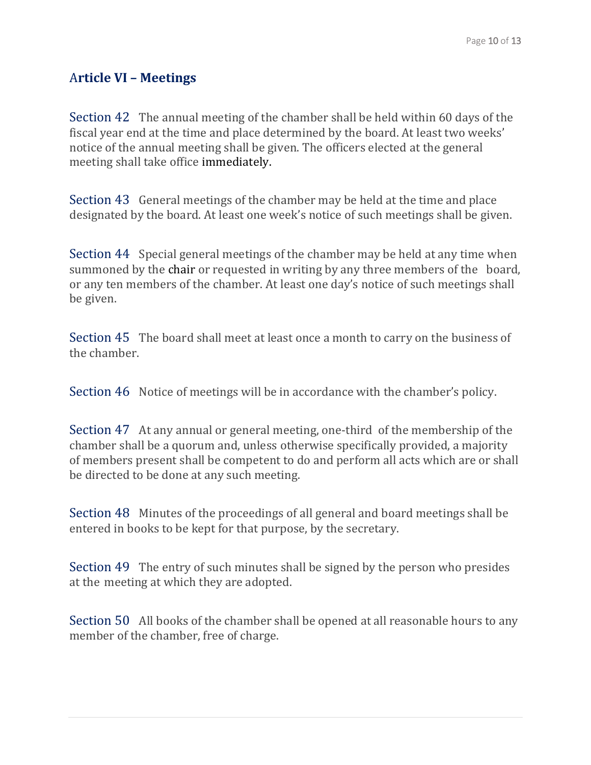## Article VI – Meetings

Section 42 The annual meeting of the chamber shall be held within 60 days of the fiscal year end at the time and place determined by the board. At least two weeks' notice of the annual meeting shall be given. The officers elected at the general meeting shall take office immediately.

Section 43 General meetings of the chamber may be held at the time and place designated by the board. At least one week's notice of such meetings shall be given.

Section 44 Special general meetings of the chamber may be held at any time when summoned by the chair or requested in writing by any three members of the board, or any ten members of the chamber. At least one day's notice of such meetings shall be given.

Section 45 The board shall meet at least once a month to carry on the business of the chamber.

Section 46 Notice of meetings will be in accordance with the chamber's policy.

Section 47 At any annual or general meeting, one-third of the membership of the chamber shall be a quorum and, unless otherwise specifically provided, a majority of members present shall be competent to do and perform all acts which are or shall be directed to be done at any such meeting.

Section 48 Minutes of the proceedings of all general and board meetings shall be entered in books to be kept for that purpose, by the secretary.

Section 49 The entry of such minutes shall be signed by the person who presides at the meeting at which they are adopted.

Section 50 All books of the chamber shall be opened at all reasonable hours to any member of the chamber, free of charge.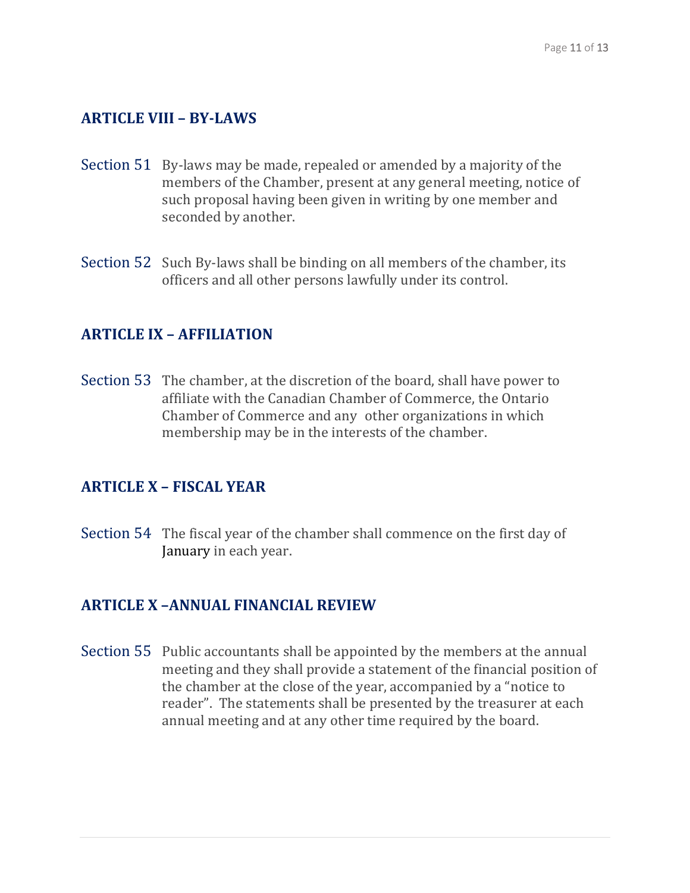## ARTICLE VIII – BY-LAWS

**Section 51** By-laws may be made, repealed or amended by a majority of the members of the Chamber, present at any general meeting, notice of such proposal having been given in writing by one member and seconded by another.

**Section 52** Such By-laws shall be binding on all members of the chamber, its officers and all other persons lawfully under its control.

## ARTICLE IX – AFFILIATION

**Section 53** The chamber, at the discretion of the board, shall have power to affiliate with the Canadian Chamber of Commerce, the Ontario Chamber of Commerce and any other organizations in which membership may be in the interests of the chamber.

## ARTICLE X – FISCAL YEAR

**Section 54** The fiscal year of the chamber shall commence on the first day of January in each year.

## ARTICLE X –ANNUAL FINANCIAL REVIEW

**Section 55** Public accountants shall be appointed by the members at the annual meeting and they shall provide a statement of the financial position of the chamber at the close of the year, accompanied by a "notice to reader". The statements shall be presented by the treasurer at each annual meeting and at any other time required by the board.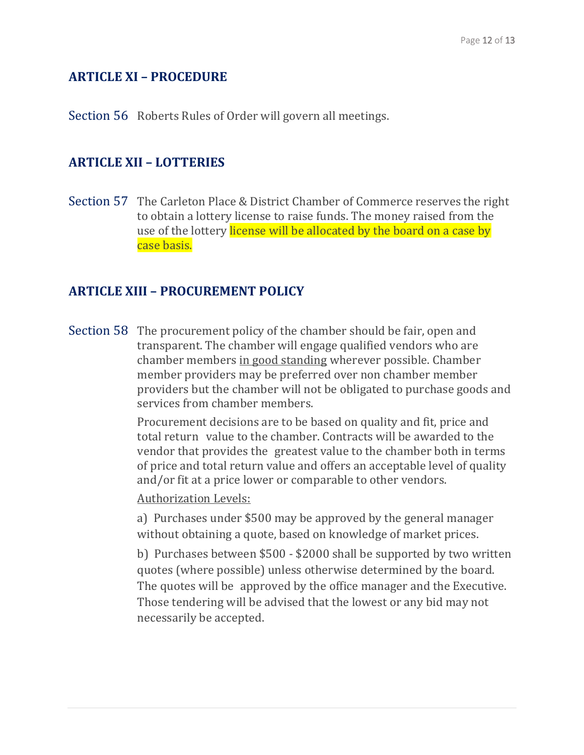## ARTICLE XI – PROCEDURE

Section 56 Roberts Rules of Order will govern all meetings.

## ARTICLE XII – LOTTERIES

Section 57 The Carleton Place & District Chamber of Commerce reserves the right to obtain a lottery license to raise funds. The money raised from the use of the lottery license will be allocated by the board on a case by case basis.

## ARTICLE XIII – PROCUREMENT POLICY

Section 58 The procurement policy of the chamber should be fair, open and transparent. The chamber will engage qualified vendors who are chamber members in good standing wherever possible. Chamber member providers may be preferred over non chamber member providers but the chamber will not be obligated to purchase goods and services from chamber members.

Procurement decisions are to be based on quality and fit, price and total return value to the chamber. Contracts will be awarded to the vendor that provides the greatest value to the chamber both in terms of price and total return value and offers an acceptable level of quality and/or fit at a price lower or comparable to other vendors.

Authorization Levels:

a) Purchases under $500 may be approved by the general manager without obtaining a quote, based on knowledge of market prices.

b) Purchases between $500 - $2000 shall be supported by two written quotes (where possible) unless otherwise determined by the board. The quotes will be approved by the office manager and the Executive. Those tendering will be advised that the lowest or any bid may not necessarily be accepted.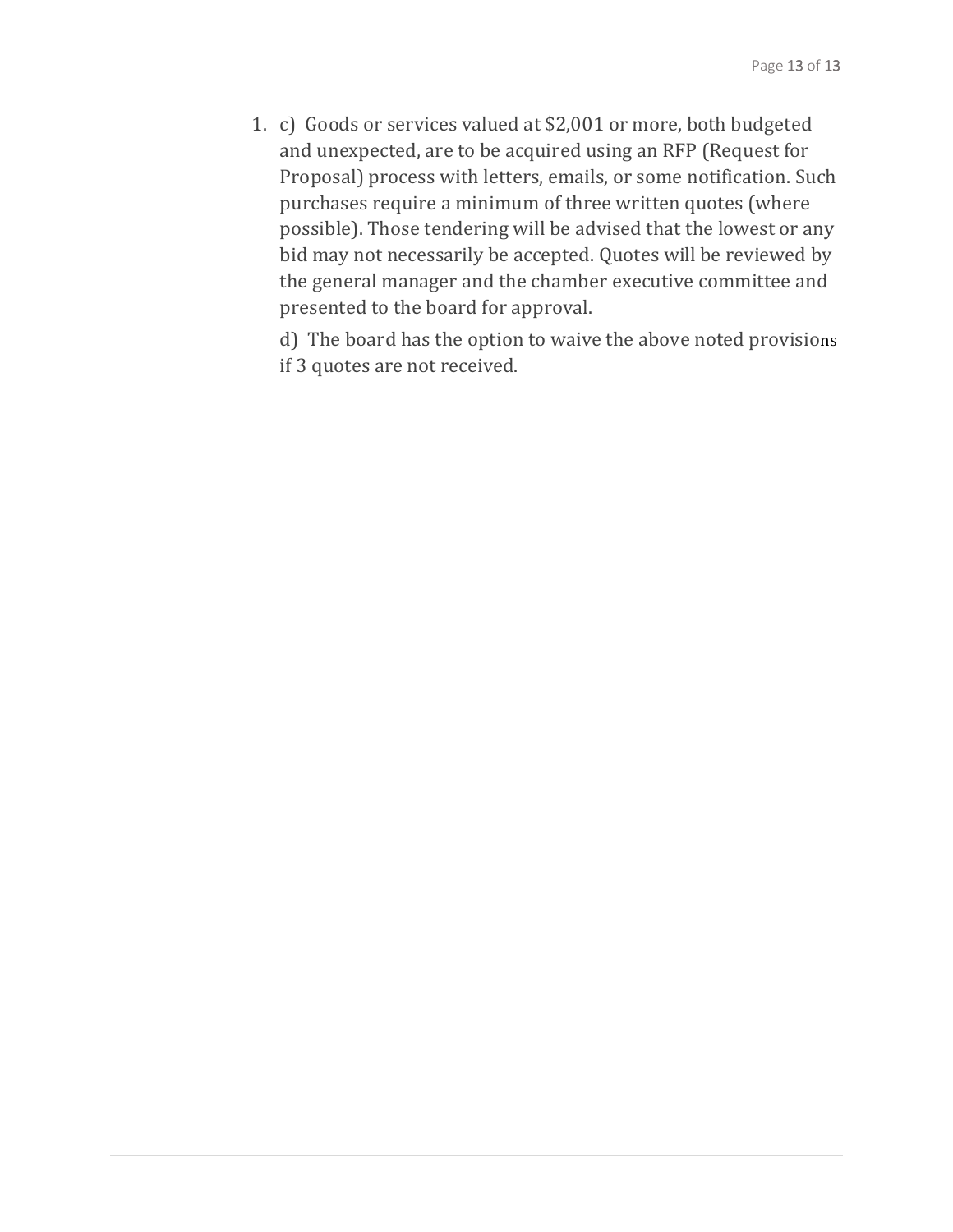1. c) Goods or services valued at $2,001 or more, both budgeted and unexpected, are to be acquired using an RFP (Request for Proposal) process with letters, emails, or some notification. Such purchases require a minimum of three written quotes (where possible). Those tendering will be advised that the lowest or any bid may not necessarily be accepted. Quotes will be reviewed by the general manager and the chamber executive committee and presented to the board for approval.

   d) The board has the option to waive the above noted provisions if 3 quotes are not received.